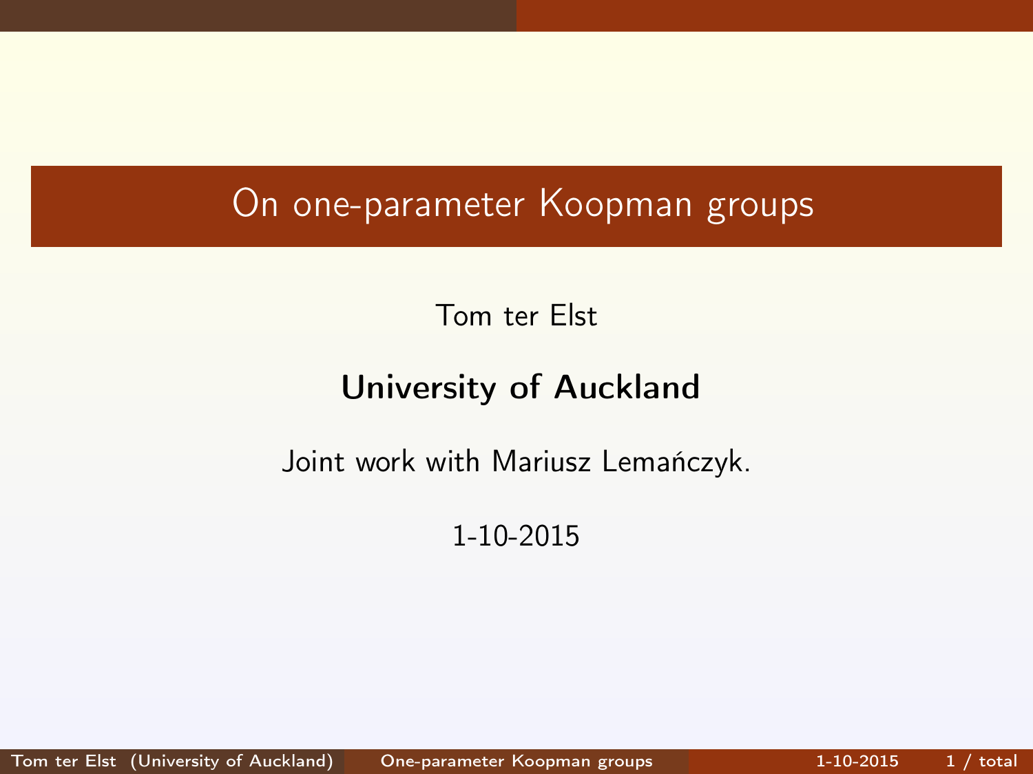# On one-parameter Koopman groups

Tom ter Elst

**University of Auckland**

Joint work with Mariusz Lemańczyk.

1-10-2015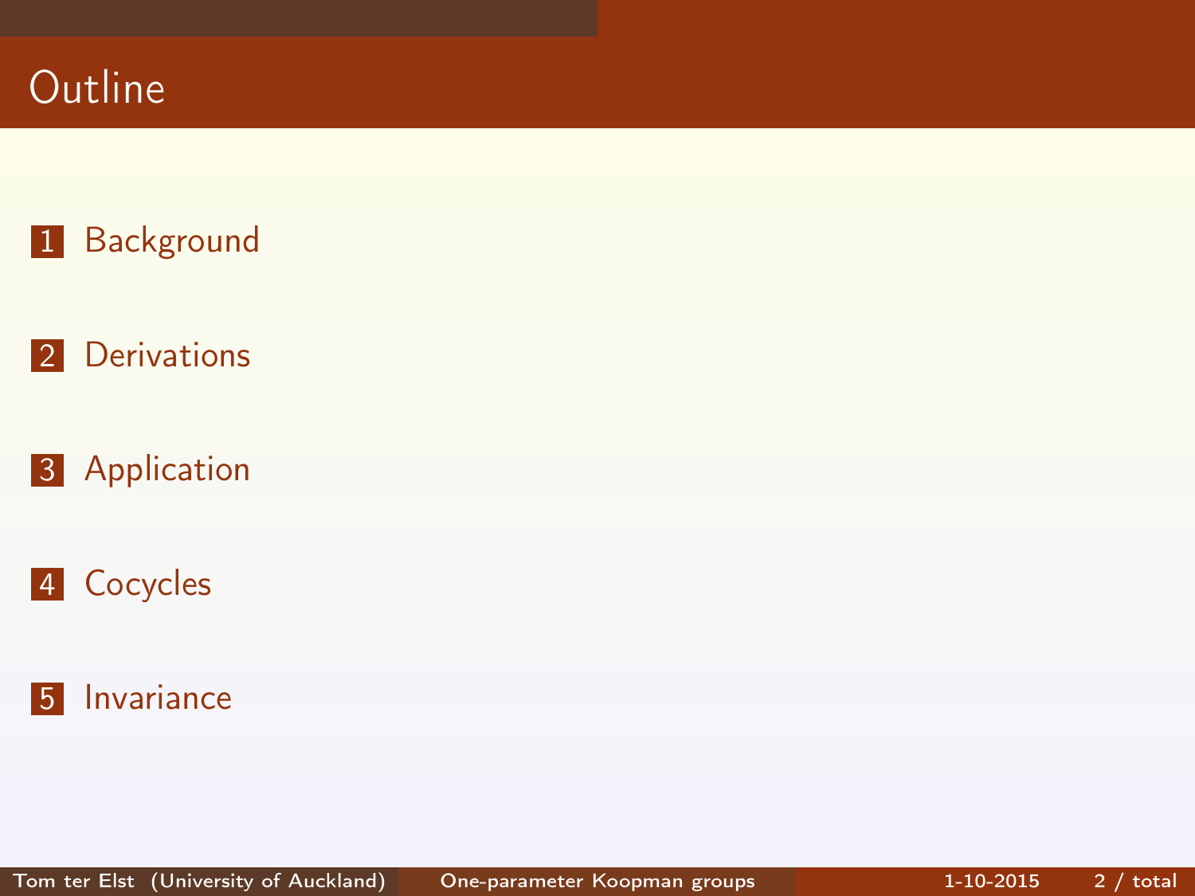# Outline

1. Background
2. Derivations
3. Application
4. Cocycles
5. Invariance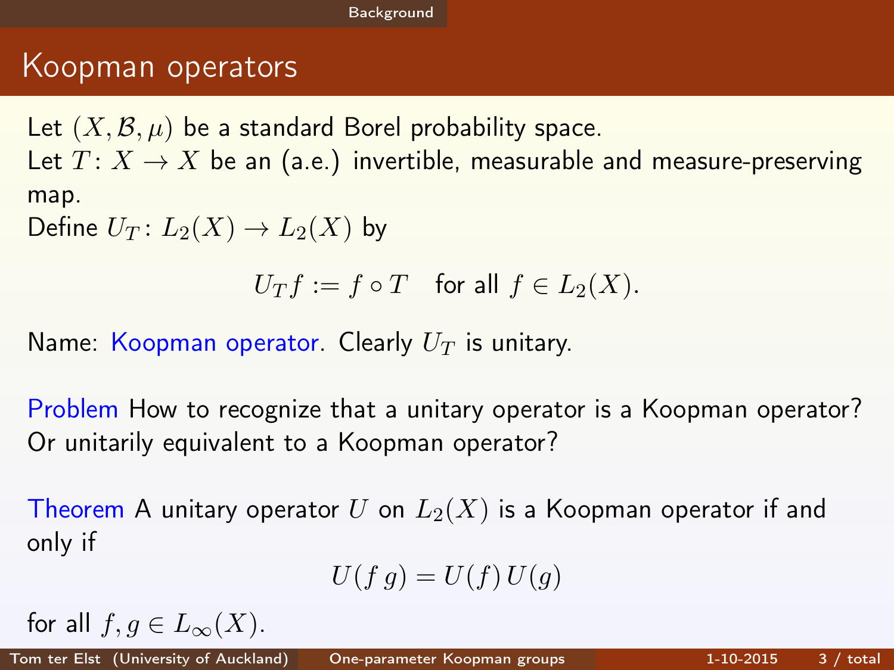## Koopman operators

Let $(X, \mathcal{B}, \mu)$ be a standard Borel probability space.
Let $T\colon X \to X$ be an (a.e.) invertible, measurable and measure-preserving map.
Define $U_T\colon L_2(X) \to L_2(X)$ by

$$U_T f := f \circ T \quad \text{for all } f \in L_2(X).$$

Name: Koopman operator. Clearly $U_T$ is unitary.

Problem How to recognize that a unitary operator is a Koopman operator? Or unitarily equivalent to a Koopman operator?

Theorem A unitary operator $U$ on $L_2(X)$ is a Koopman operator if and only if

$$U(f\,g) = U(f)\,U(g)$$

for all $f, g \in L_\infty(X)$.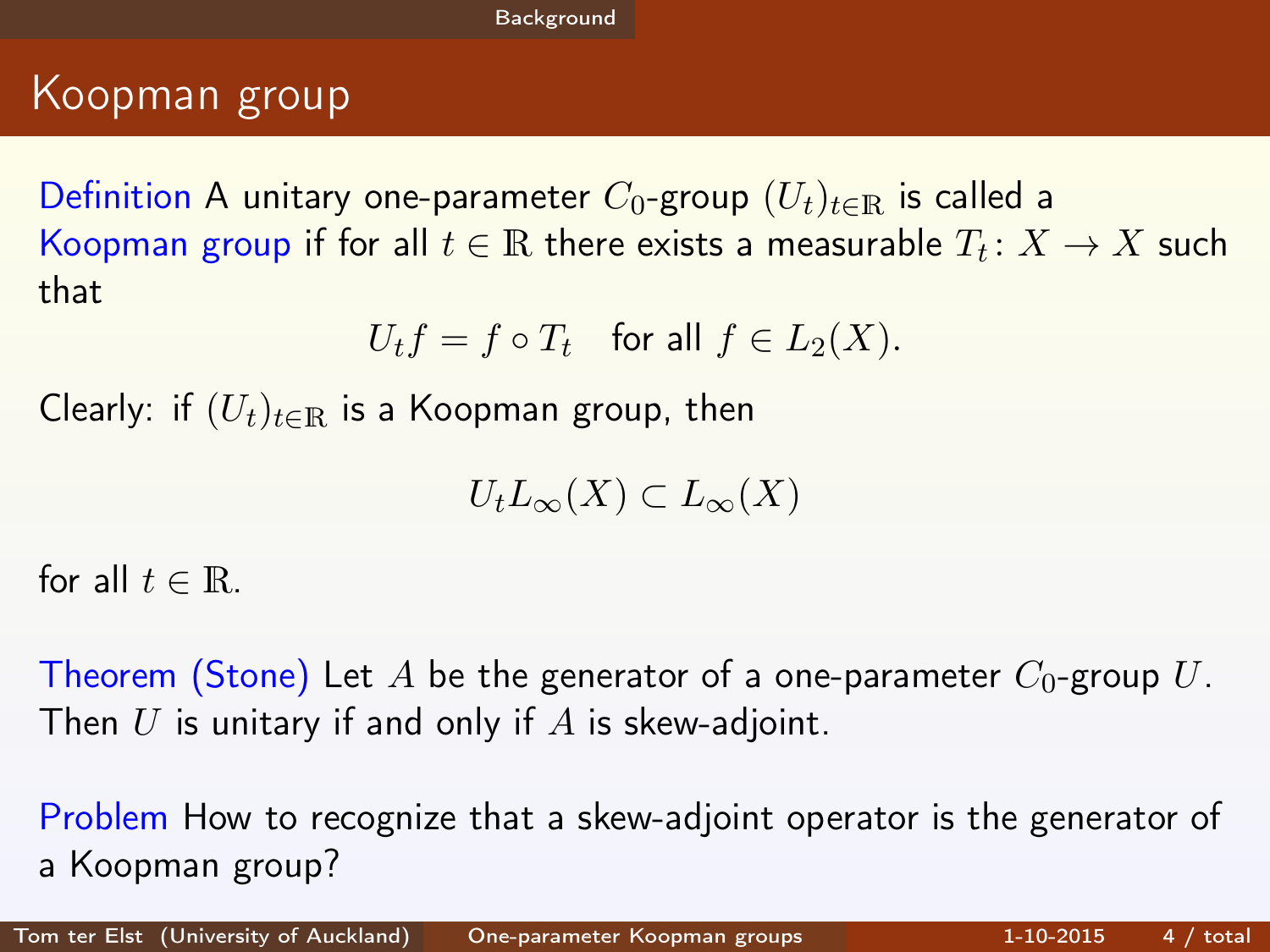# Koopman group

**Definition** A unitary one-parameter $C_0$-group $(U_t)_{t \in \mathbb{R}}$ is called a **Koopman group** if for all $t \in \mathbb{R}$ there exists a measurable $T_t \colon X \to X$ such that

$$U_t f = f \circ T_t \quad \text{for all } f \in L_2(X).$$

Clearly: if $(U_t)_{t \in \mathbb{R}}$ is a Koopman group, then

$$U_t L_\infty(X) \subset L_\infty(X)$$

for all $t \in \mathbb{R}$.

**Theorem (Stone)** Let $A$ be the generator of a one-parameter $C_0$-group $U$. Then $U$ is unitary if and only if $A$ is skew-adjoint.

**Problem** How to recognize that a skew-adjoint operator is the generator of a Koopman group?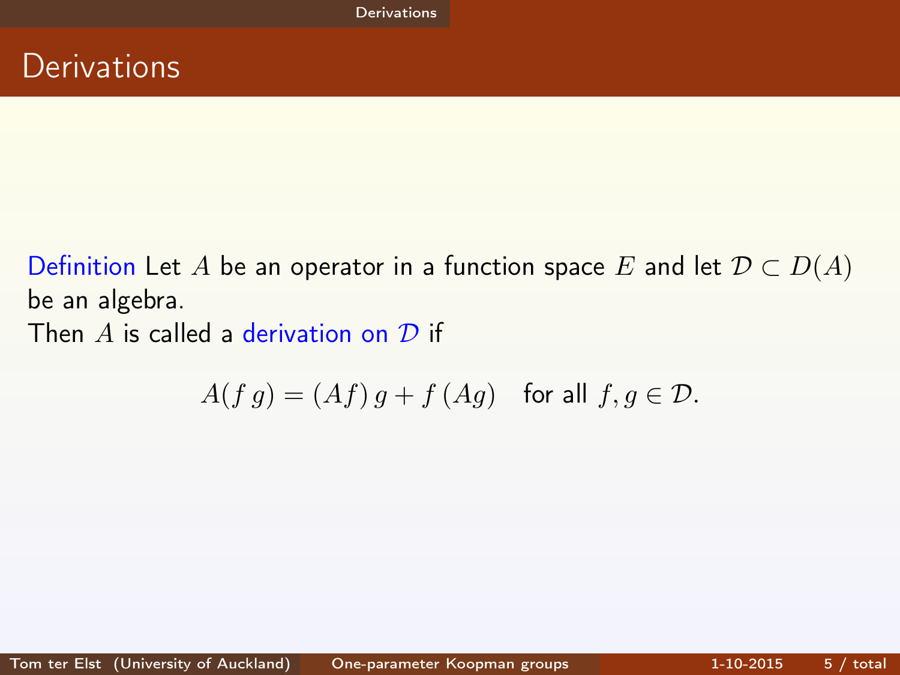# Derivations

**Definition** Let $A$ be an operator in a function space $E$ and let $\mathcal{D} \subset D(A)$ be an algebra.
Then $A$ is called a *derivation on* $\mathcal{D}$ if

$$A(f\,g) = (Af)\,g + f\,(Ag) \quad \text{for all } f, g \in \mathcal{D}.$$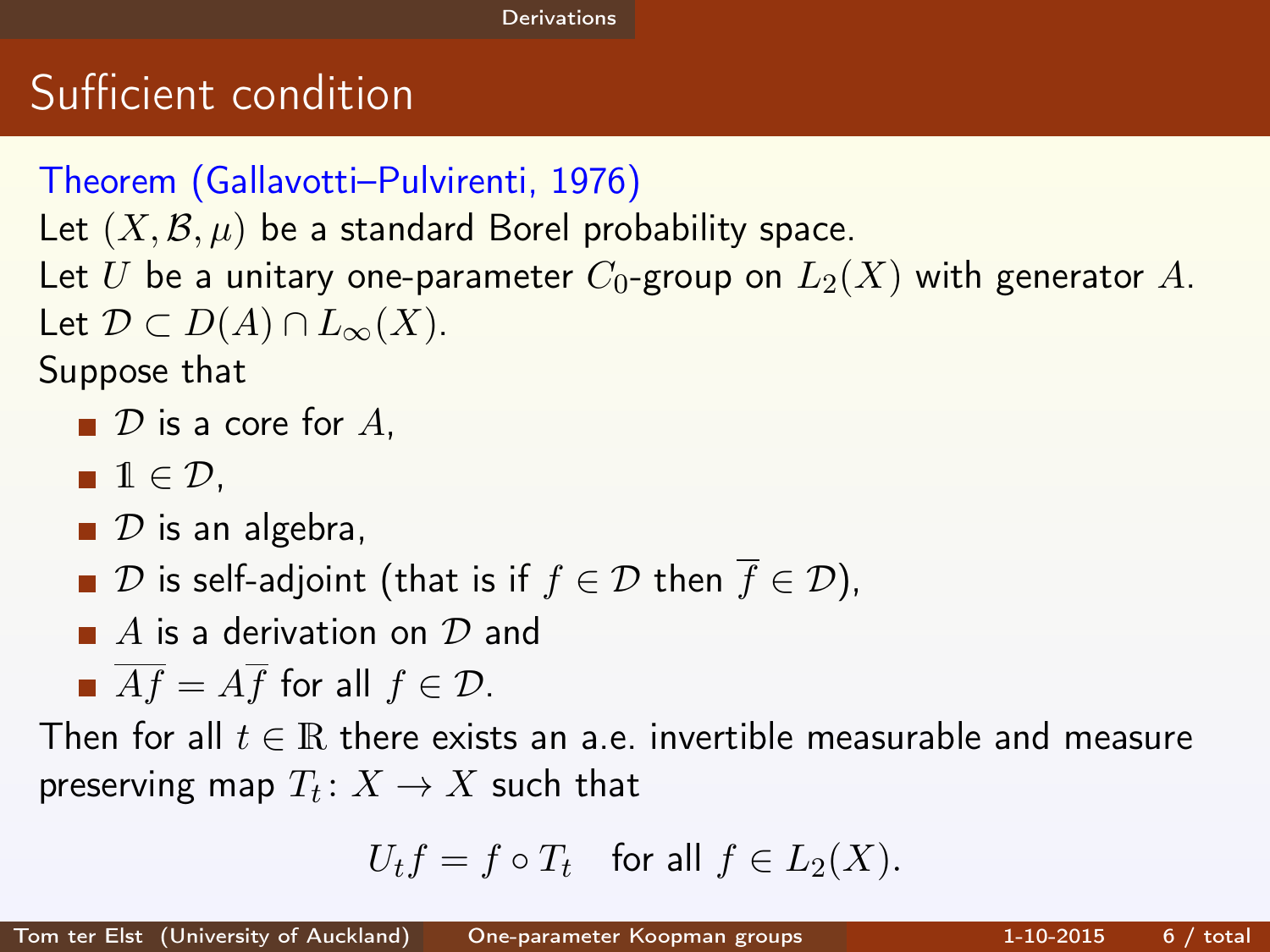# Sufficient condition

Theorem (Gallavotti–Pulvirenti, 1976)

Let $(X, \mathcal{B}, \mu)$ be a standard Borel probability space.
Let $U$ be a unitary one-parameter $C_0$-group on $L_2(X)$ with generator $A$.
Let $\mathcal{D} \subset D(A) \cap L_\infty(X)$.
Suppose that

- $\mathcal{D}$ is a core for $A$,
- $\mathbb{1} \in \mathcal{D}$,
- $\mathcal{D}$ is an algebra,
- $\mathcal{D}$ is self-adjoint (that is if $f \in \mathcal{D}$ then $\overline{f} \in \mathcal{D}$),
- $A$ is a derivation on $\mathcal{D}$ and
- $\overline{Af} = A\overline{f}$ for all $f \in \mathcal{D}$.

Then for all $t \in \mathbb{R}$ there exists an a.e. invertible measurable and measure preserving map $T_t \colon X \to X$ such that

$$U_t f = f \circ T_t \quad \text{for all } f \in L_2(X).$$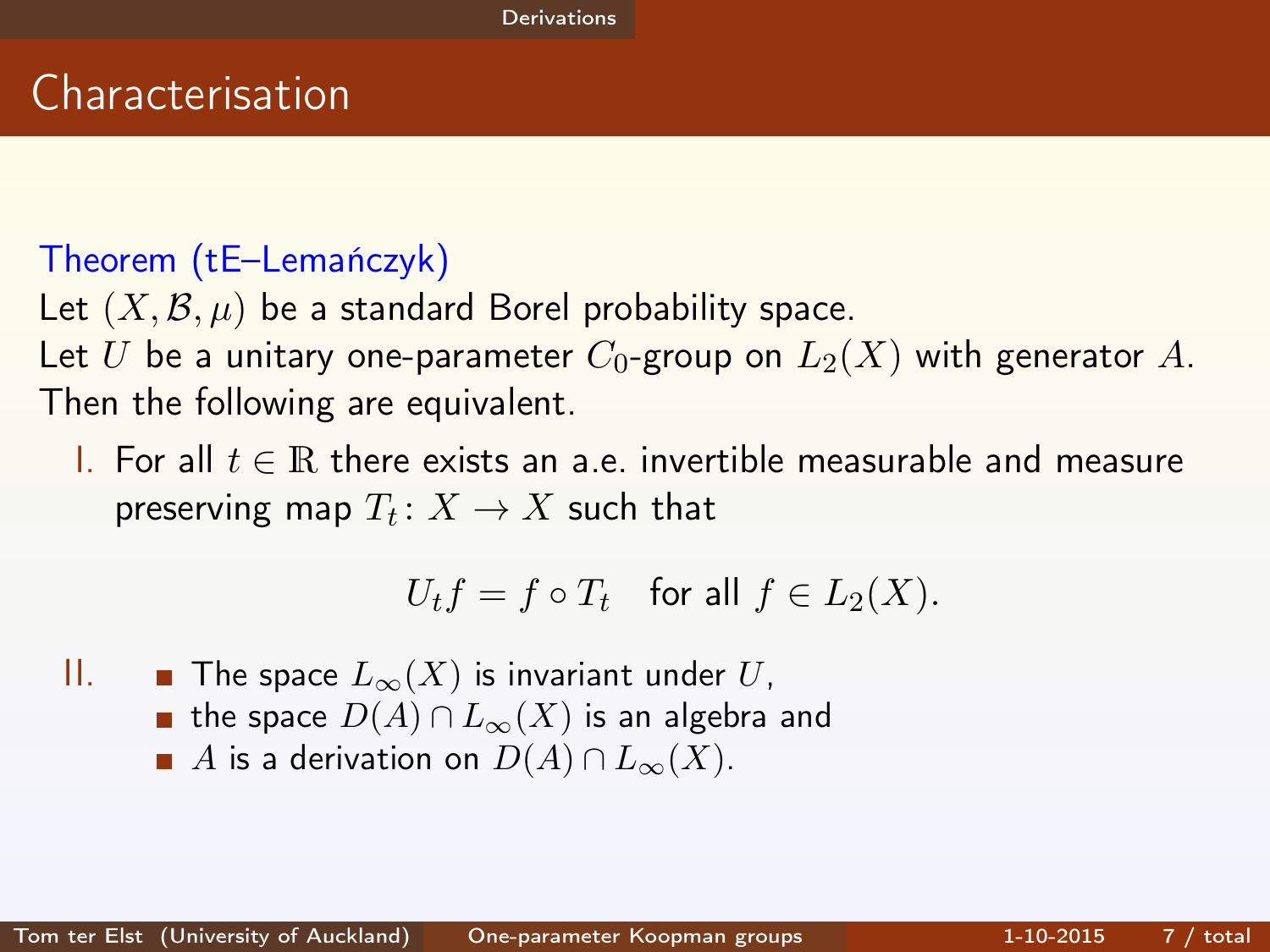# Characterisation

**Theorem (tE–Lemańczyk)**

Let $(X, \mathcal{B}, \mu)$ be a standard Borel probability space.
Let $U$ be a unitary one-parameter $C_0$-group on $L_2(X)$ with generator $A$.
Then the following are equivalent.

I. For all $t \in \mathbb{R}$ there exists an a.e. invertible measurable and measure preserving map $T_t \colon X \to X$ such that

$$U_t f = f \circ T_t \quad \text{for all } f \in L_2(X).$$

II.
- The space $L_\infty(X)$ is invariant under $U$,
- the space $D(A) \cap L_\infty(X)$ is an algebra and
- $A$ is a derivation on $D(A) \cap L_\infty(X)$.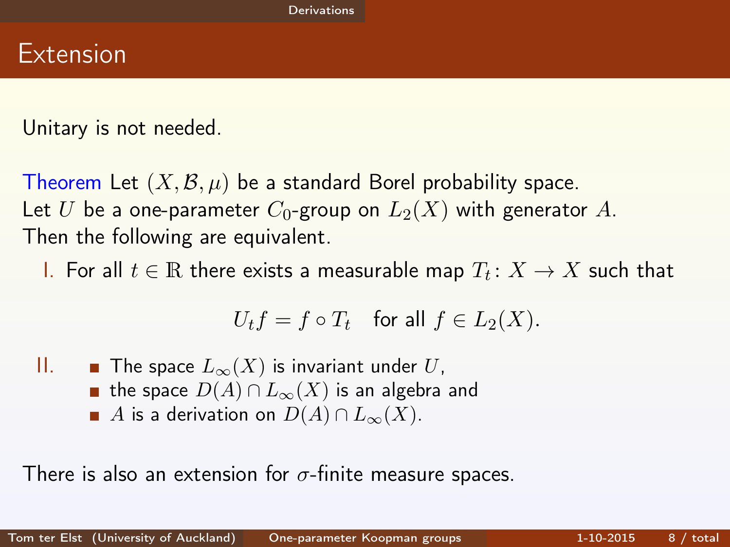## Extension

Unitary is not needed.

**Theorem** Let $(X, \mathcal{B}, \mu)$ be a standard Borel probability space. Let $U$ be a one-parameter $C_0$-group on $L_2(X)$ with generator $A$. Then the following are equivalent.

I. For all $t \in \mathbb{R}$ there exists a measurable map $T_t \colon X \to X$ such that

$$U_t f = f \circ T_t \quad \text{for all } f \in L_2(X).$$

II.
- The space $L_\infty(X)$ is invariant under $U$,
- the space $D(A) \cap L_\infty(X)$ is an algebra and
- $A$ is a derivation on $D(A) \cap L_\infty(X)$.

There is also an extension for $\sigma$-finite measure spaces.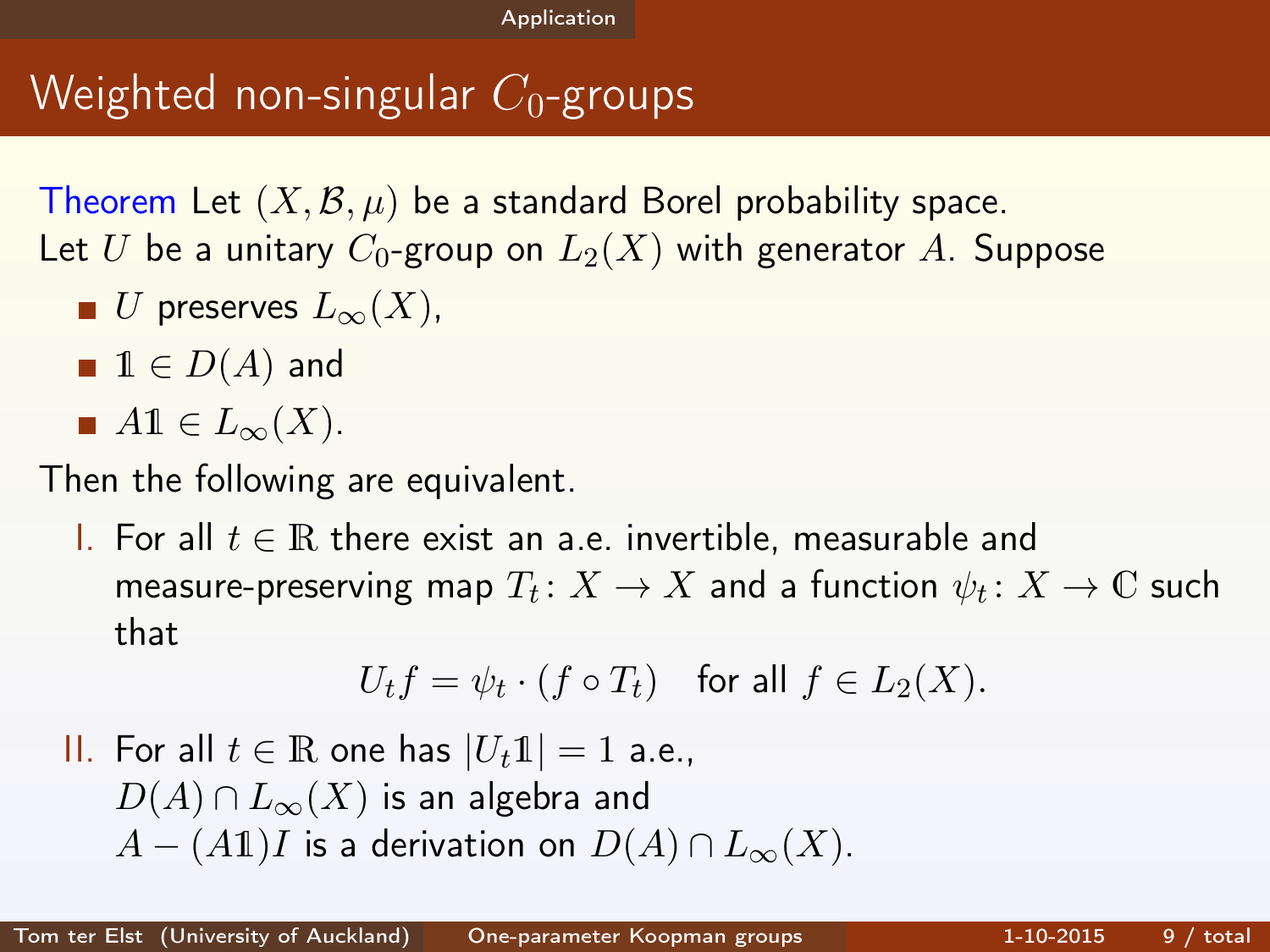# Weighted non-singular $C_0$-groups

**Theorem** Let $(X, \mathcal{B}, \mu)$ be a standard Borel probability space.
Let $U$ be a unitary $C_0$-group on $L_2(X)$ with generator $A$. Suppose

- $U$ preserves $L_\infty(X)$,
- $\mathbb{1} \in D(A)$ and
- $A\mathbb{1} \in L_\infty(X)$.

Then the following are equivalent.

I. For all $t \in \mathbb{R}$ there exist an a.e. invertible, measurable and measure-preserving map $T_t \colon X \to X$ and a function $\psi_t \colon X \to \mathbb{C}$ such that

$$U_t f = \psi_t \cdot (f \circ T_t) \quad \text{for all } f \in L_2(X).$$

II. For all $t \in \mathbb{R}$ one has $|U_t \mathbb{1}| = 1$ a.e.,
$D(A) \cap L_\infty(X)$ is an algebra and
$A - (A\mathbb{1})I$ is a derivation on $D(A) \cap L_\infty(X)$.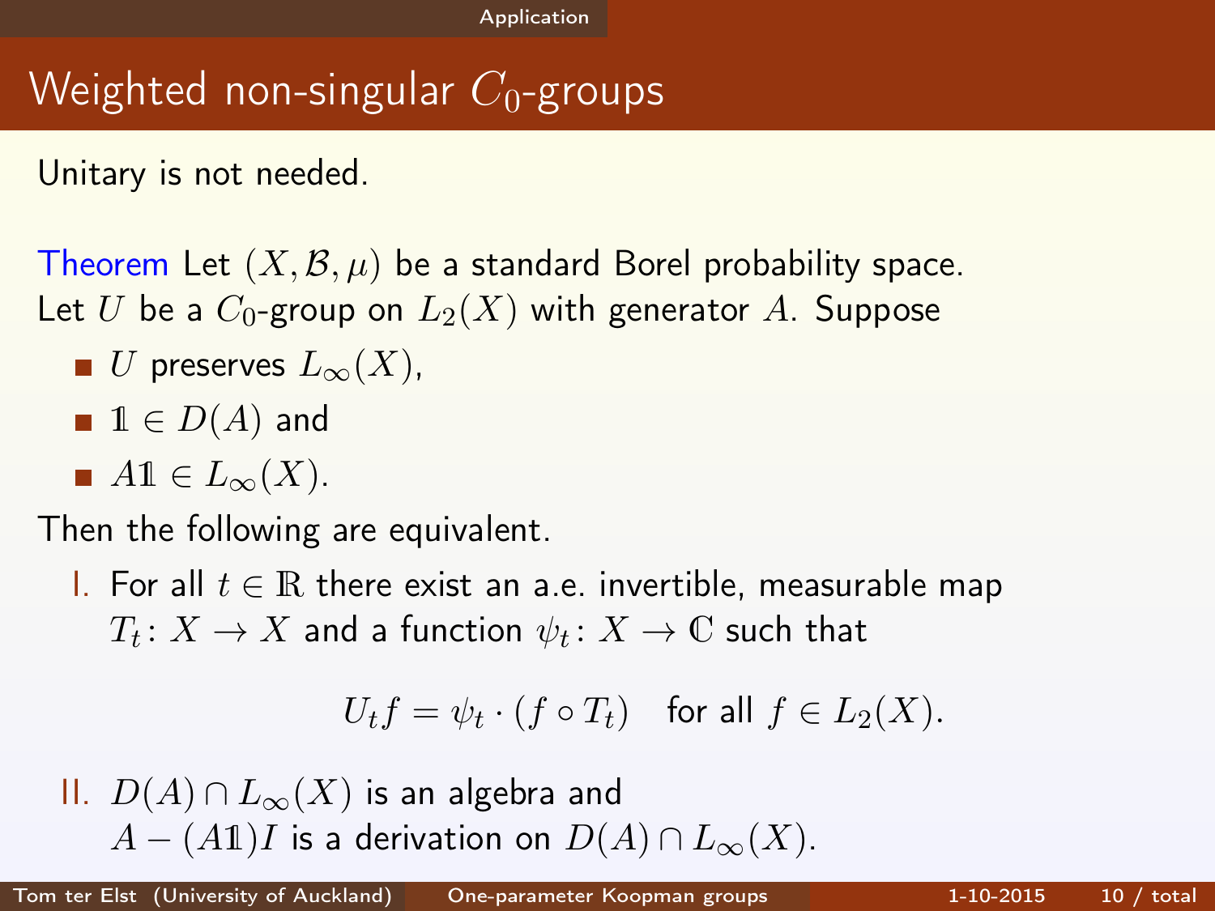# Weighted non-singular $C_0$-groups

Unitary is not needed.

Theorem Let $(X, \mathcal{B}, \mu)$ be a standard Borel probability space. Let $U$ be a $C_0$-group on $L_2(X)$ with generator $A$. Suppose

- $U$ preserves $L_\infty(X)$,
- $\mathbb{1} \in D(A)$ and
- $A\mathbb{1} \in L_\infty(X)$.

Then the following are equivalent.

I. For all $t \in \mathbb{R}$ there exist an a.e. invertible, measurable map $T_t \colon X \to X$ and a function $\psi_t \colon X \to \mathbb{C}$ such that

$$U_t f = \psi_t \cdot (f \circ T_t) \quad \text{for all } f \in L_2(X).$$

II. $D(A) \cap L_\infty(X)$ is an algebra and $A - (A\mathbb{1})I$ is a derivation on $D(A) \cap L_\infty(X)$.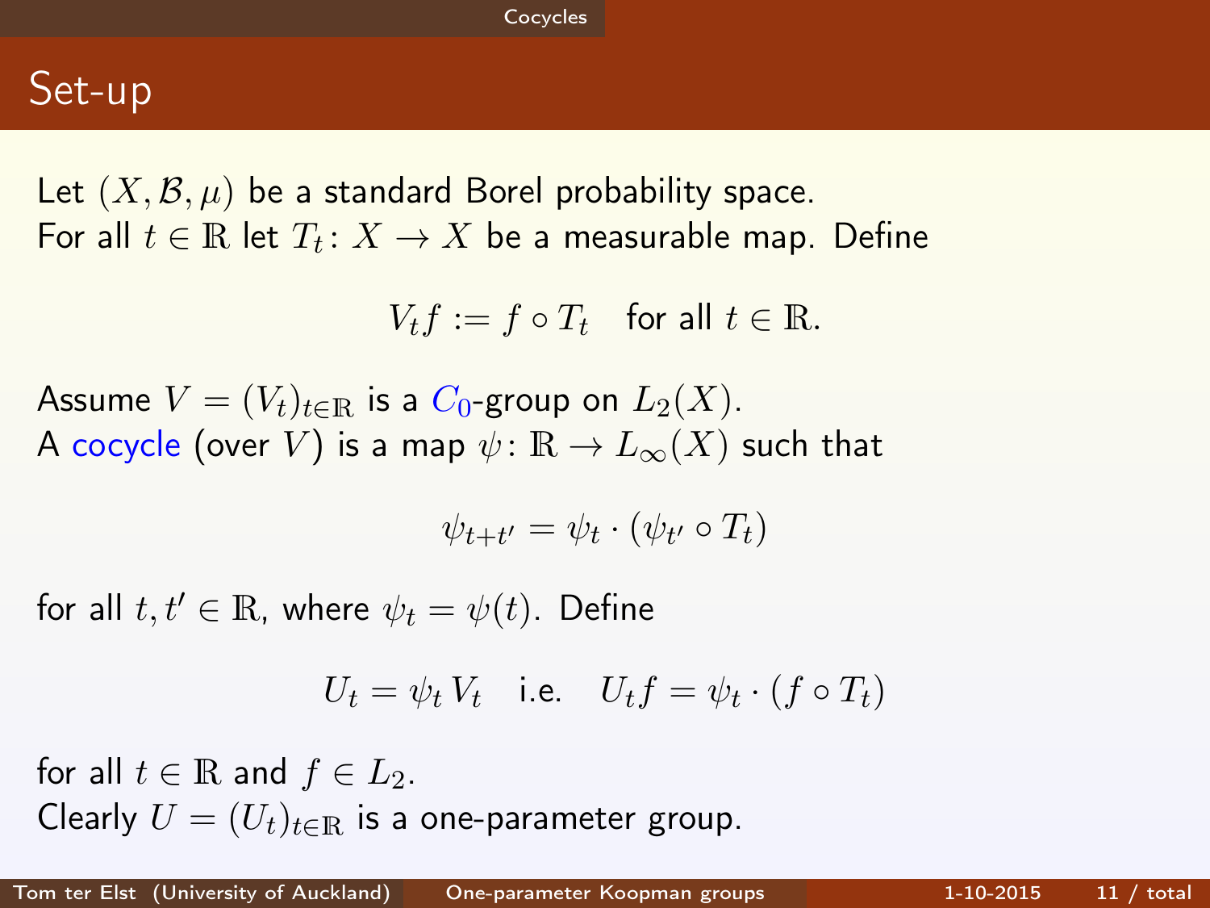## Set-up

Let $(X, \mathcal{B}, \mu)$ be a standard Borel probability space.
For all $t \in \mathbb{R}$ let $T_t \colon X \to X$ be a measurable map. Define

$$V_t f := f \circ T_t \quad \text{for all } t \in \mathbb{R}.$$

Assume $V = (V_t)_{t \in \mathbb{R}}$ is a $C_0$-group on $L_2(X)$.
A cocycle (over $V$) is a map $\psi \colon \mathbb{R} \to L_\infty(X)$ such that

$$\psi_{t+t'} = \psi_t \cdot (\psi_{t'} \circ T_t)$$

for all $t, t' \in \mathbb{R}$, where $\psi_t = \psi(t)$. Define

$$U_t = \psi_t \, V_t \quad \text{i.e.} \quad U_t f = \psi_t \cdot (f \circ T_t)$$

for all $t \in \mathbb{R}$ and $f \in L_2$.
Clearly $U = (U_t)_{t \in \mathbb{R}}$ is a one-parameter group.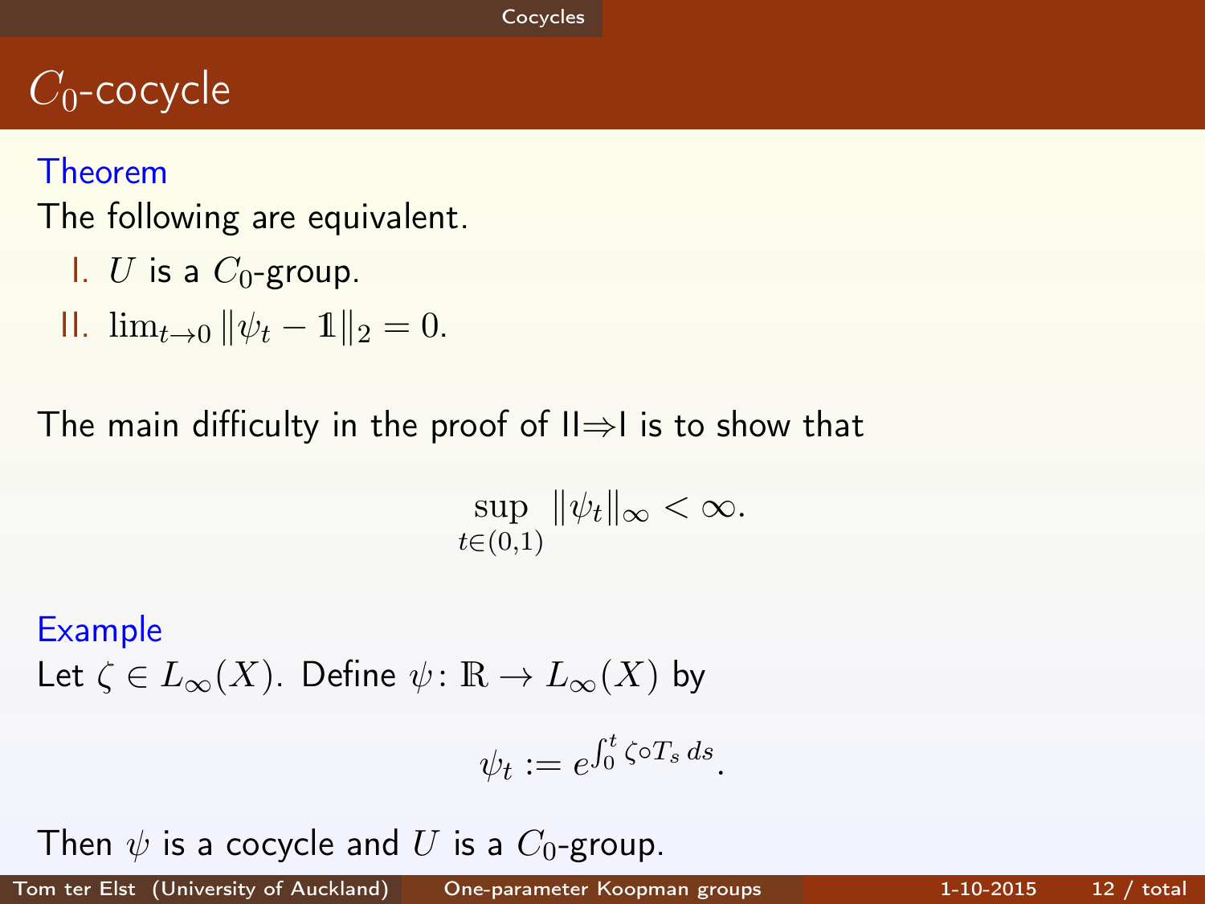# $C_0$-cocycle

**Theorem**

The following are equivalent.

I. $U$ is a $C_0$-group.

II. $\lim_{t \to 0} \|\psi_t - \mathbb{1}\|_2 = 0$.

The main difficulty in the proof of II⇒I is to show that

$$\sup_{t \in (0,1)} \|\psi_t\|_\infty < \infty.$$

**Example**

Let $\zeta \in L_\infty(X)$. Define $\psi \colon \mathbb{R} \to L_\infty(X)$ by

$$\psi_t := e^{\int_0^t \zeta \circ T_s \, ds}.$$

Then $\psi$ is a cocycle and $U$ is a $C_0$-group.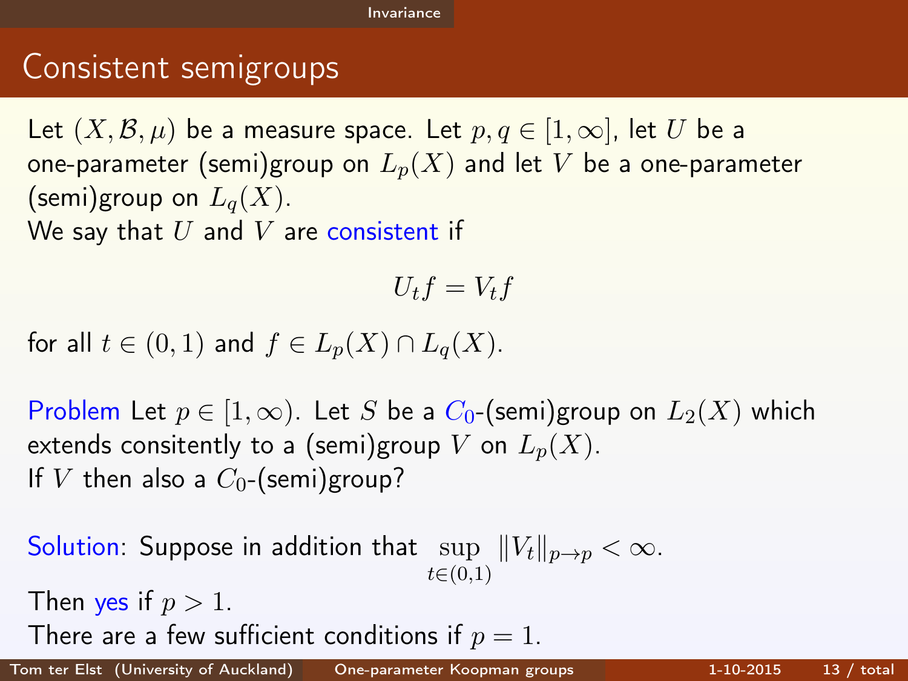## Consistent semigroups

Let $(X, \mathcal{B}, \mu)$ be a measure space. Let $p, q \in [1, \infty]$, let $U$ be a one-parameter (semi)group on $L_p(X)$ and let $V$ be a one-parameter (semi)group on $L_q(X)$.

We say that $U$ and $V$ are consistent if

$$U_t f = V_t f$$

for all $t \in (0, 1)$ and $f \in L_p(X) \cap L_q(X)$.

Problem Let $p \in [1, \infty)$. Let $S$ be a $C_0$-(semi)group on $L_2(X)$ which extends consitently to a (semi)group $V$ on $L_p(X)$.
If $V$ then also a $C_0$-(semi)group?

Solution: Suppose in addition that $\sup\limits_{t \in (0,1)} \|V_t\|_{p \to p} < \infty$.

Then yes if $p > 1$.

There are a few sufficient conditions if $p = 1$.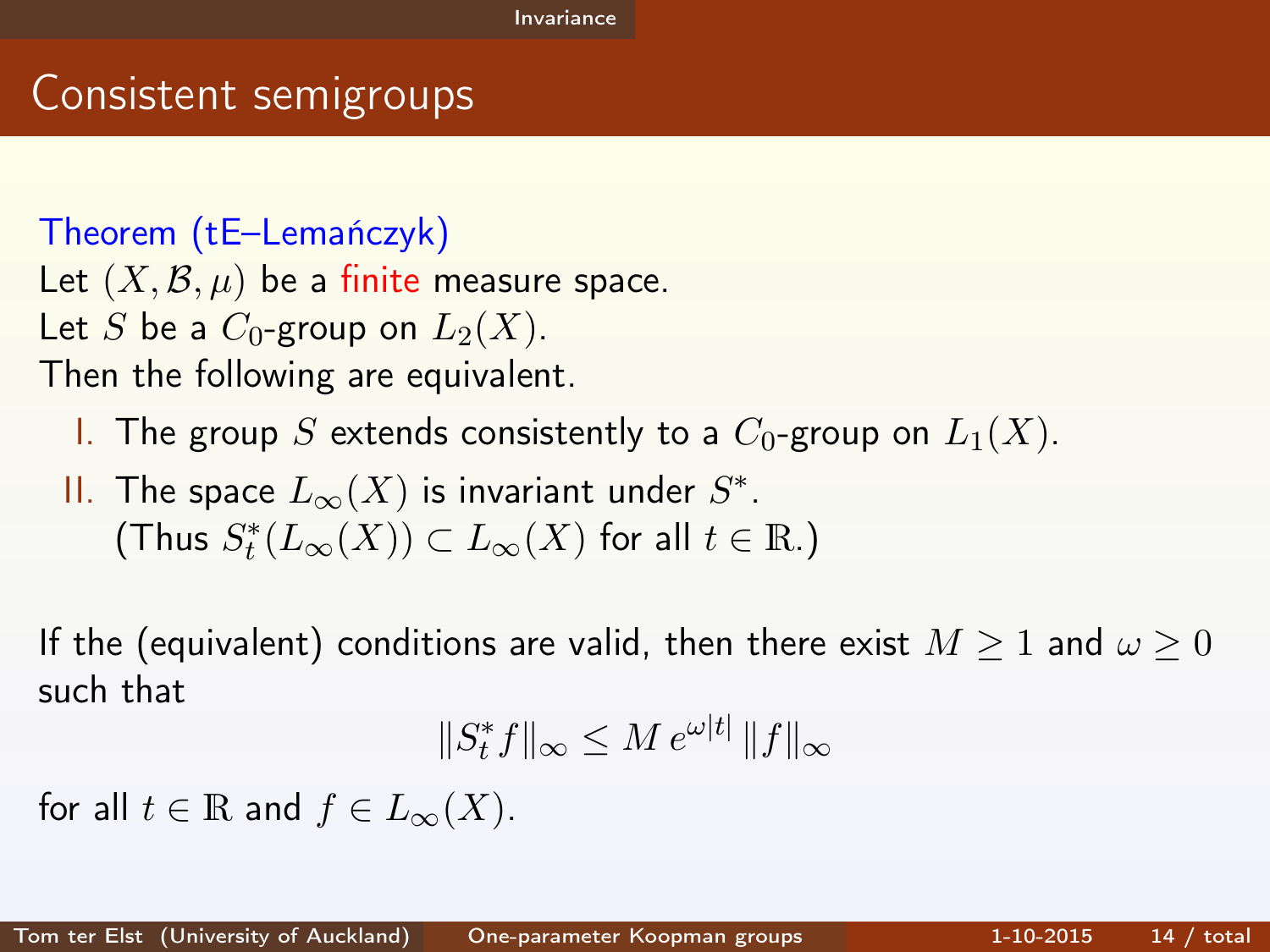## Consistent semigroups

**Theorem (tE–Lemańczyk)**
Let $(X, \mathcal{B}, \mu)$ be a finite measure space.
Let $S$ be a $C_0$-group on $L_2(X)$.
Then the following are equivalent.

I. The group $S$ extends consistently to a $C_0$-group on $L_1(X)$.

II. The space $L_\infty(X)$ is invariant under $S^*$.
(Thus $S_t^*(L_\infty(X)) \subset L_\infty(X)$ for all $t \in \mathbb{R}$.)

If the (equivalent) conditions are valid, then there exist $M \geq 1$ and $\omega \geq 0$ such that

$$\|S_t^* f\|_\infty \leq M \, e^{\omega |t|} \, \|f\|_\infty$$

for all $t \in \mathbb{R}$ and $f \in L_\infty(X)$.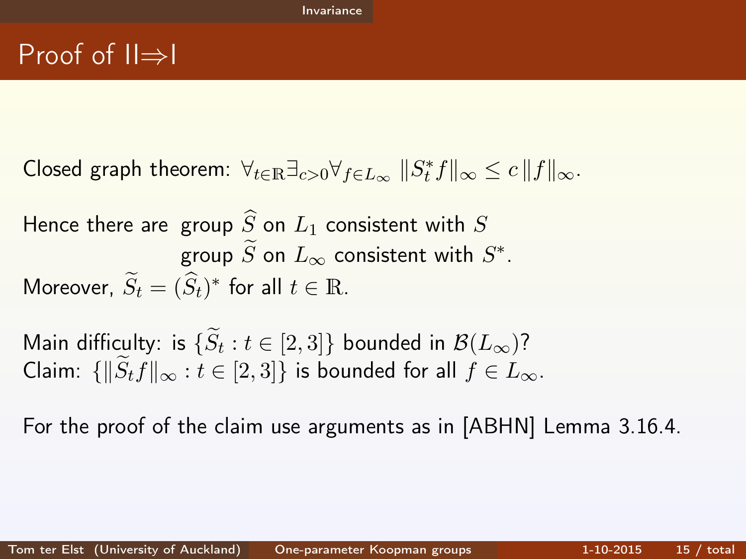# Proof of II⇒I

Closed graph theorem: $\forall_{t \in \mathbb{R}} \exists_{c>0} \forall_{f \in L_\infty} \; \|S_t^* f\|_\infty \le c \, \|f\|_\infty$.

Hence there are group $\widehat{S}$ on $L_1$ consistent with $S$
group $\widetilde{S}$ on $L_\infty$ consistent with $S^*$.
Moreover, $\widetilde{S}_t = (\widehat{S}_t)^*$ for all $t \in \mathbb{R}$.

Main difficulty: is $\{\widetilde{S}_t : t \in [2,3]\}$ bounded in $\mathcal{B}(L_\infty)$?
Claim: $\{\|\widetilde{S}_t f\|_\infty : t \in [2,3]\}$ is bounded for all $f \in L_\infty$.

For the proof of the claim use arguments as in [ABHN] Lemma 3.16.4.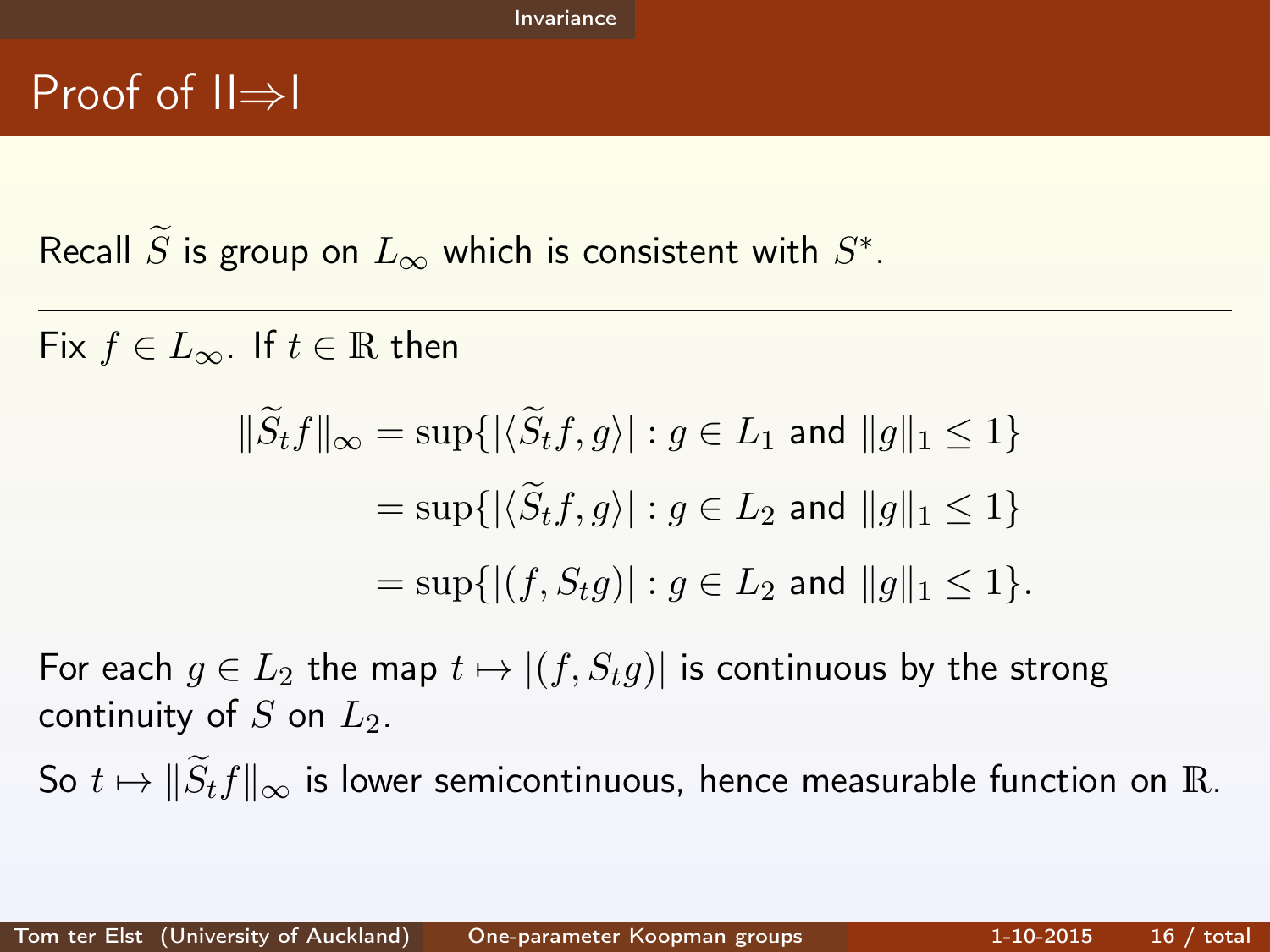# Proof of II⇒I

Recall $\widetilde{S}$ is group on $L_\infty$ which is consistent with $S^*$.

---

Fix $f \in L_\infty$. If $t \in \mathbb{R}$ then

$$
\begin{aligned}
\|\widetilde{S}_t f\|_\infty &= \sup\{|\langle \widetilde{S}_t f, g\rangle| : g \in L_1 \text{ and } \|g\|_1 \le 1\} \\
&= \sup\{|\langle \widetilde{S}_t f, g\rangle| : g \in L_2 \text{ and } \|g\|_1 \le 1\} \\
&= \sup\{|(f, S_t g)| : g \in L_2 \text{ and } \|g\|_1 \le 1\}.
\end{aligned}
$$

For each $g \in L_2$ the map $t \mapsto |(f, S_t g)|$ is continuous by the strong continuity of $S$ on $L_2$.

So $t \mapsto \|\widetilde{S}_t f\|_\infty$ is lower semicontinuous, hence measurable function on $\mathbb{R}$.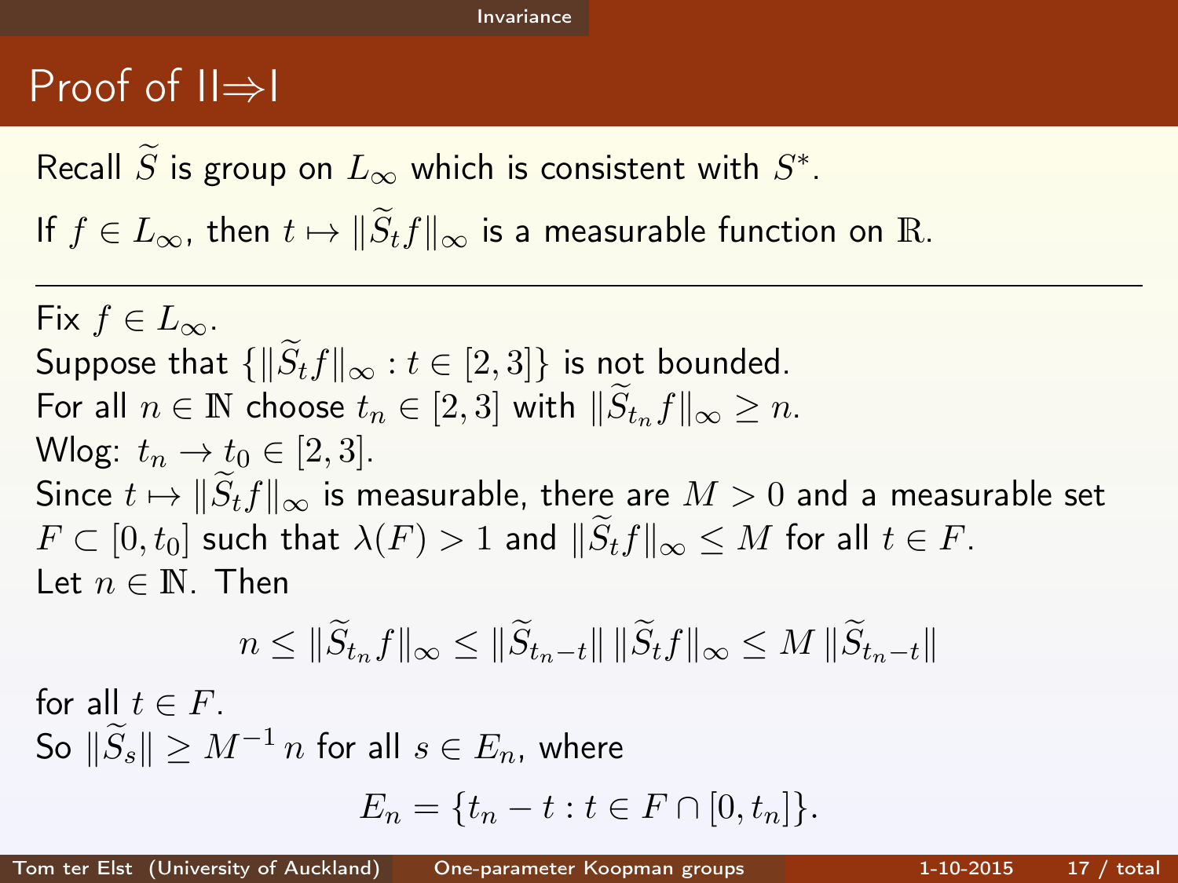# Proof of II⇒I

Recall $\widetilde{S}$ is group on $L_\infty$ which is consistent with $S^*$.

If $f \in L_\infty$, then $t \mapsto \|\widetilde{S}_t f\|_\infty$ is a measurable function on $\mathbb{R}$.

---

Fix $f \in L_\infty$.
Suppose that $\{\|\widetilde{S}_t f\|_\infty : t \in [2,3]\}$ is not bounded.
For all $n \in \mathbb{N}$ choose $t_n \in [2,3]$ with $\|\widetilde{S}_{t_n} f\|_\infty \geq n$.
Wlog: $t_n \to t_0 \in [2,3]$.
Since $t \mapsto \|\widetilde{S}_t f\|_\infty$ is measurable, there are $M > 0$ and a measurable set $F \subset [0, t_0]$ such that $\lambda(F) > 1$ and $\|\widetilde{S}_t f\|_\infty \leq M$ for all $t \in F$.
Let $n \in \mathbb{N}$. Then

$$n \leq \|\widetilde{S}_{t_n} f\|_\infty \leq \|\widetilde{S}_{t_n - t}\| \, \|\widetilde{S}_t f\|_\infty \leq M \, \|\widetilde{S}_{t_n - t}\|$$

for all $t \in F$.
So $\|\widetilde{S}_s\| \geq M^{-1} \, n$ for all $s \in E_n$, where

$$E_n = \{t_n - t : t \in F \cap [0, t_n]\}.$$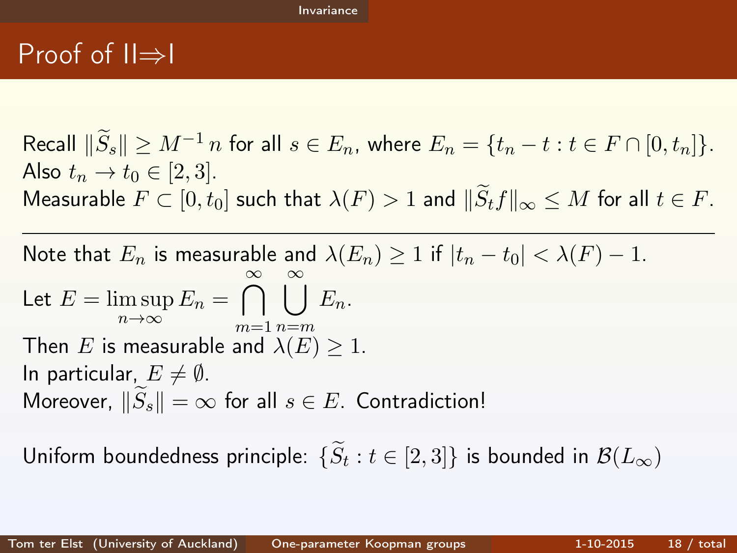# Proof of II⇒I

Recall $\|\widetilde{S}_s\| \geq M^{-1}\, n$ for all $s \in E_n$, where $E_n = \{t_n - t : t \in F \cap [0, t_n]\}$.
Also $t_n \to t_0 \in [2, 3]$.
Measurable $F \subset [0, t_0]$ such that $\lambda(F) > 1$ and $\|\widetilde{S}_t f\|_\infty \leq M$ for all $t \in F$.

---

Note that $E_n$ is measurable and $\lambda(E_n) \geq 1$ if $|t_n - t_0| < \lambda(F) - 1$.

Let $E = \limsup_{n\to\infty} E_n = \bigcap_{m=1}^{\infty} \bigcup_{n=m}^{\infty} E_n$.
Then $E$ is measurable and $\lambda(E) \geq 1$.
In particular, $E \neq \emptyset$.
Moreover, $\|\widetilde{S}_s\| = \infty$ for all $s \in E$. Contradiction!

Uniform boundedness principle: $\{\widetilde{S}_t : t \in [2, 3]\}$ is bounded in $\mathcal{B}(L_\infty)$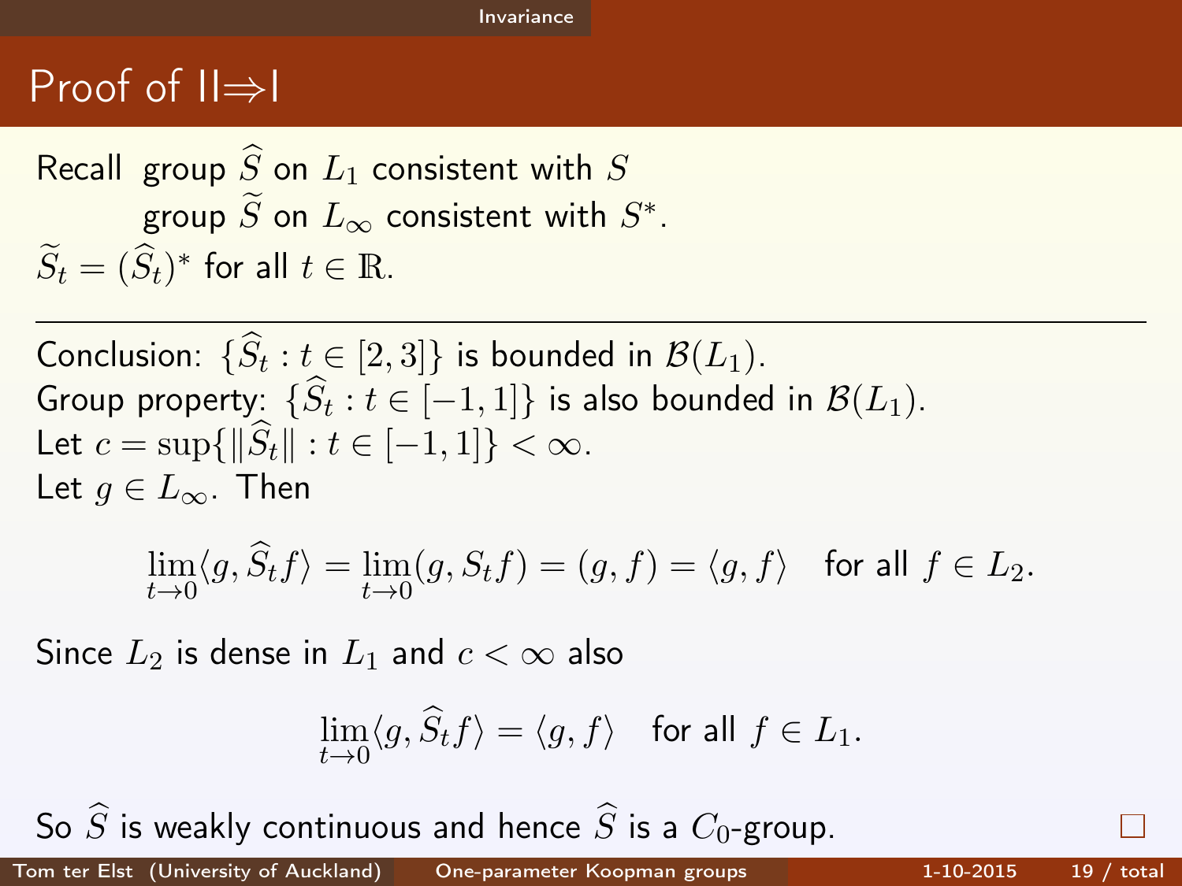# Proof of II⇒I

Recall group $\widehat{S}$ on $L_1$ consistent with $S$
group $\widetilde{S}$ on $L_\infty$ consistent with $S^*$.
$\widetilde{S}_t = (\widehat{S}_t)^*$ for all $t \in \mathbb{R}$.

---

Conclusion: $\{\widehat{S}_t : t \in [2,3]\}$ is bounded in $\mathcal{B}(L_1)$.
Group property: $\{\widehat{S}_t : t \in [-1,1]\}$ is also bounded in $\mathcal{B}(L_1)$.
Let $c = \sup\{\|\widehat{S}_t\| : t \in [-1,1]\} < \infty$.
Let $g \in L_\infty$. Then

$$\lim_{t \to 0} \langle g, \widehat{S}_t f \rangle = \lim_{t \to 0} (g, S_t f) = (g, f) = \langle g, f \rangle \quad \text{for all } f \in L_2.$$

Since $L_2$ is dense in $L_1$ and $c < \infty$ also

$$\lim_{t \to 0} \langle g, \widehat{S}_t f \rangle = \langle g, f \rangle \quad \text{for all } f \in L_1.$$

So $\widehat{S}$ is weakly continuous and hence $\widehat{S}$ is a $C_0$-group. □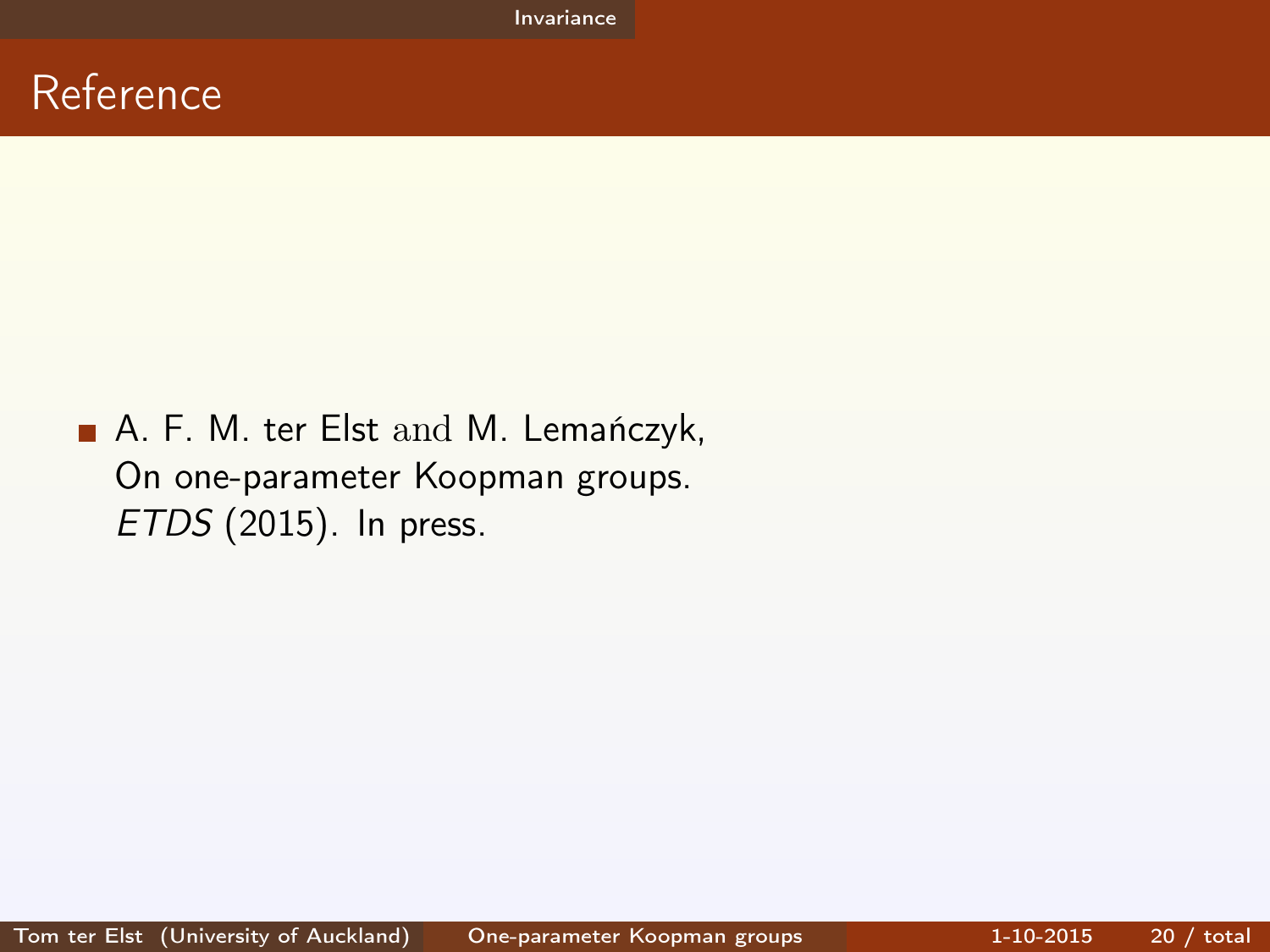## Reference

- A. F. M. ter Elst and M. Lemańczyk,
  On one-parameter Koopman groups.
  *ETDS* (2015). In press.